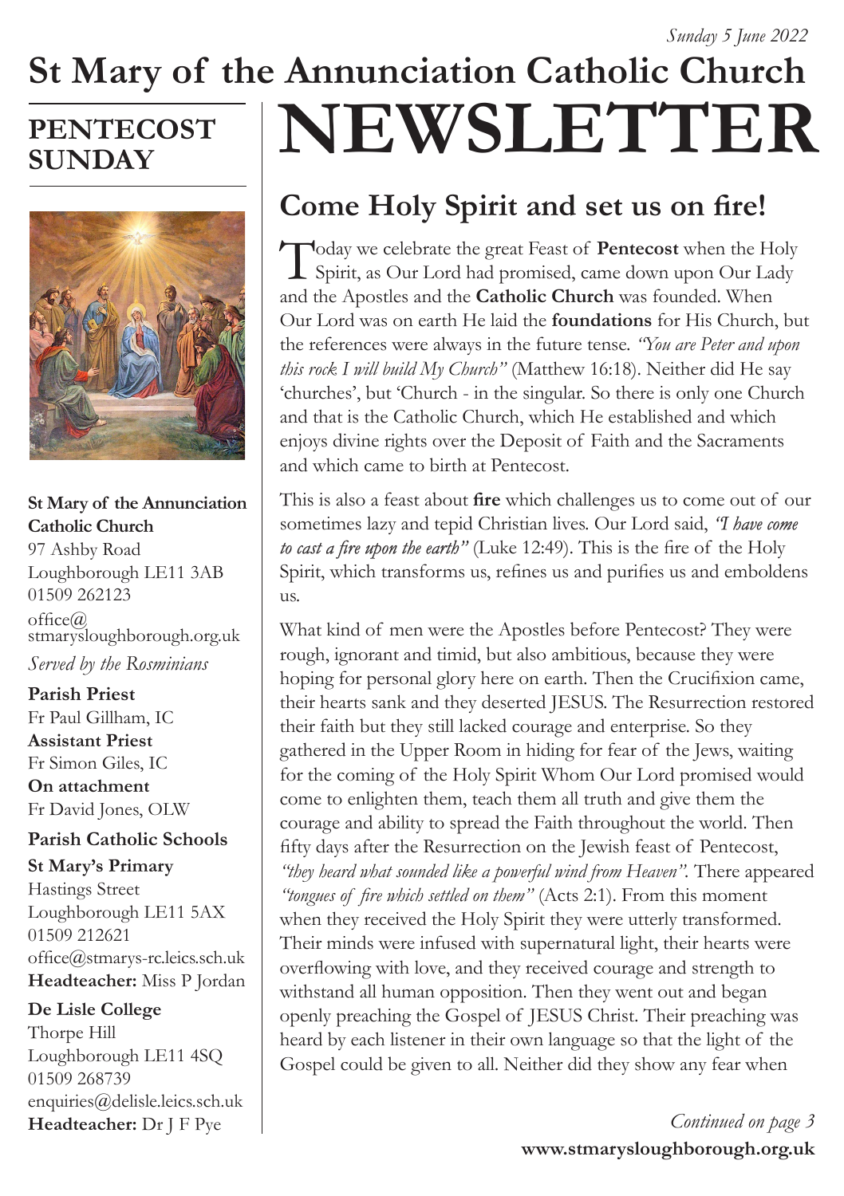*Sunday 5 June 2022*

# St Mary of the Annunciation Catholic Church

# NEWSLETTER

## PENTECOST SUNDAY

**St Mary of the Annunciation Catholic Church**
97 Ashby Road
Loughborough LE11 3AB
01509 262123
office@stmarysloughborough.org.uk

*Served by the Rosminians*

**Parish Priest**
Fr Paul Gillham, IC

**Assistant Priest**
Fr Simon Giles, IC

**On attachment**
Fr David Jones, OLW

**Parish Catholic Schools**

**St Mary's Primary**
Hastings Street
Loughborough LE11 5AX
01509 212621
office@stmarys-rc.leics.sch.uk
**Headteacher:** Miss P Jordan

**De Lisle College**
Thorpe Hill
Loughborough LE11 4SQ
01509 268739
enquiries@delisle.leics.sch.uk
**Headteacher:** Dr J F Pye

## Come Holy Spirit and set us on fire!

Today we celebrate the great Feast of **Pentecost** when the Holy Spirit, as Our Lord had promised, came down upon Our Lady and the Apostles and the **Catholic Church** was founded. When Our Lord was on earth He laid the **foundations** for His Church, but the references were always in the future tense. *"You are Peter and upon this rock I will build My Church"* (Matthew 16:18). Neither did He say 'churches', but 'Church - in the singular. So there is only one Church and that is the Catholic Church, which He established and which enjoys divine rights over the Deposit of Faith and the Sacraments and which came to birth at Pentecost.

This is also a feast about **fire** which challenges us to come out of our sometimes lazy and tepid Christian lives. Our Lord said, *"I have come to cast a fire upon the earth"* (Luke 12:49). This is the fire of the Holy Spirit, which transforms us, refines us and purifies us and emboldens us.

What kind of men were the Apostles before Pentecost? They were rough, ignorant and timid, but also ambitious, because they were hoping for personal glory here on earth. Then the Crucifixion came, their hearts sank and they deserted JESUS. The Resurrection restored their faith but they still lacked courage and enterprise. So they gathered in the Upper Room in hiding for fear of the Jews, waiting for the coming of the Holy Spirit Whom Our Lord promised would come to enlighten them, teach them all truth and give them the courage and ability to spread the Faith throughout the world. Then fifty days after the Resurrection on the Jewish feast of Pentecost, *"they heard what sounded like a powerful wind from Heaven"*. There appeared *"tongues of fire which settled on them"* (Acts 2:1). From this moment when they received the Holy Spirit they were utterly transformed. Their minds were infused with supernatural light, their hearts were overflowing with love, and they received courage and strength to withstand all human opposition. Then they went out and began openly preaching the Gospel of JESUS Christ. Their preaching was heard by each listener in their own language so that the light of the Gospel could be given to all. Neither did they show any fear when

*Continued on page 3*

**www.stmarysloughborough.org.uk**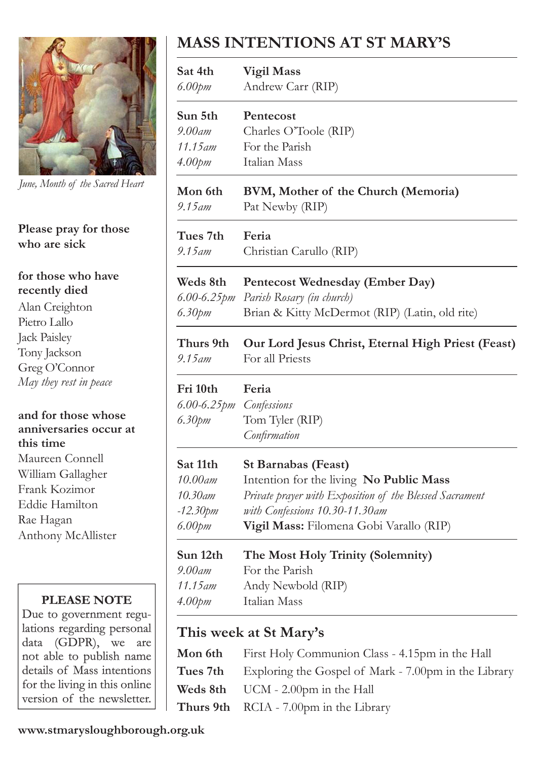*June, Month of the Sacred Heart*

**Please pray for those who are sick**

**for those who have recently died**

Alan Creighton
Pietro Lallo
Jack Paisley
Tony Jackson
Greg O'Connor
*May they rest in peace*

**and for those whose anniversaries occur at this time**

Maureen Connell
William Gallagher
Frank Kozimor
Eddie Hamilton
Rae Hagan
Anthony McAllister

**PLEASE NOTE**

Due to government regulations regarding personal data (GDPR), we are not able to publish name details of Mass intentions for the living in this online version of the newsletter.

# MASS INTENTIONS AT ST MARY'S

**Sat 4th** — **Vigil Mass**
*6.00pm* — Andrew Carr (RIP)

**Sun 5th** — **Pentecost**
*9.00am* — Charles O'Toole (RIP)
*11.15am* — For the Parish
*4.00pm* — Italian Mass

**Mon 6th** — **BVM, Mother of the Church (Memoria)**
*9.15am* — Pat Newby (RIP)

**Tues 7th** — **Feria**
*9.15am* — Christian Carullo (RIP)

**Weds 8th** — **Pentecost Wednesday (Ember Day)**
*6.00-6.25pm* — *Parish Rosary (in church)*
*6.30pm* — Brian & Kitty McDermot (RIP) (Latin, old rite)

**Thurs 9th** — **Our Lord Jesus Christ, Eternal High Priest (Feast)**
*9.15am* — For all Priests

**Fri 10th** — **Feria**
*6.00-6.25pm* — *Confessions*
*6.30pm* — Tom Tyler (RIP)
*Confirmation*

**Sat 11th** — **St Barnabas (Feast)**
*10.00am* — Intention for the living **No Public Mass**
*10.30am -12.30pm* — *Private prayer with Exposition of the Blessed Sacrament with Confessions 10.30-11.30am*
*6.00pm* — **Vigil Mass:** Filomena Gobi Varallo (RIP)

**Sun 12th** — **The Most Holy Trinity (Solemnity)**
*9.00am* — For the Parish
*11.15am* — Andy Newbold (RIP)
*4.00pm* — Italian Mass

## This week at St Mary's

**Mon 6th** First Holy Communion Class - 4.15pm in the Hall
**Tues 7th** Exploring the Gospel of Mark - 7.00pm in the Library
**Weds 8th** UCM - 2.00pm in the Hall
**Thurs 9th** RCIA - 7.00pm in the Library

**www.stmarysloughborough.org.uk**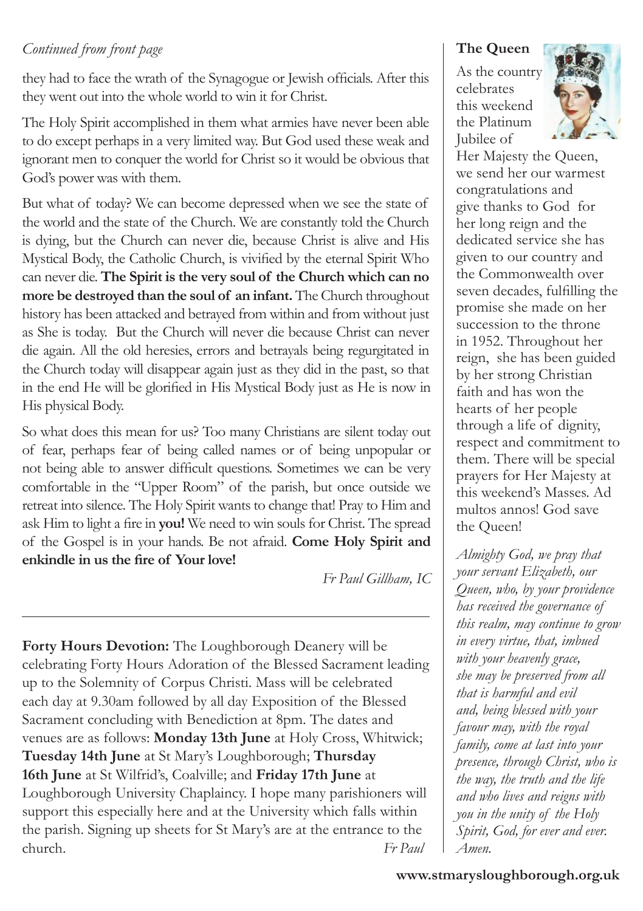*Continued from front page*

they had to face the wrath of the Synagogue or Jewish officials. After this they went out into the whole world to win it for Christ.

The Holy Spirit accomplished in them what armies have never been able to do except perhaps in a very limited way. But God used these weak and ignorant men to conquer the world for Christ so it would be obvious that God's power was with them.

But what of today? We can become depressed when we see the state of the world and the state of the Church. We are constantly told the Church is dying, but the Church can never die, because Christ is alive and His Mystical Body, the Catholic Church, is vivified by the eternal Spirit Who can never die. **The Spirit is the very soul of the Church which can no more be destroyed than the soul of an infant.** The Church throughout history has been attacked and betrayed from within and from without just as She is today. But the Church will never die because Christ can never die again. All the old heresies, errors and betrayals being regurgitated in the Church today will disappear again just as they did in the past, so that in the end He will be glorified in His Mystical Body just as He is now in His physical Body.

So what does this mean for us? Too many Christians are silent today out of fear, perhaps fear of being called names or of being unpopular or not being able to answer difficult questions. Sometimes we can be very comfortable in the "Upper Room" of the parish, but once outside we retreat into silence. The Holy Spirit wants to change that! Pray to Him and ask Him to light a fire in **you!** We need to win souls for Christ. The spread of the Gospel is in your hands. Be not afraid. **Come Holy Spirit and enkindle in us the fire of Your love!**

*Fr Paul Gillham, IC*

---

**Forty Hours Devotion:** The Loughborough Deanery will be celebrating Forty Hours Adoration of the Blessed Sacrament leading up to the Solemnity of Corpus Christi. Mass will be celebrated each day at 9.30am followed by all day Exposition of the Blessed Sacrament concluding with Benediction at 8pm. The dates and venues are as follows: **Monday 13th June** at Holy Cross, Whitwick; **Tuesday 14th June** at St Mary's Loughborough; **Thursday 16th June** at St Wilfrid's, Coalville; and **Friday 17th June** at Loughborough University Chaplaincy. I hope many parishioners will support this especially here and at the University which falls within the parish. Signing up sheets for St Mary's are at the entrance to the church. *Fr Paul*

**The Queen**

As the country celebrates this weekend the Platinum Jubilee of Her Majesty the Queen, we send her our warmest congratulations and give thanks to God for her long reign and the dedicated service she has given to our country and the Commonwealth over seven decades, fulfilling the promise she made on her succession to the throne in 1952. Throughout her reign, she has been guided by her strong Christian faith and has won the hearts of her people through a life of dignity, respect and commitment to them. There will be special prayers for Her Majesty at this weekend's Masses. Ad multos annos! God save the Queen!

*Almighty God, we pray that your servant Elizabeth, our Queen, who, by your providence has received the governance of this realm, may continue to grow in every virtue, that, imbued with your heavenly grace, she may be preserved from all that is harmful and evil and, being blessed with your favour may, with the royal family, come at last into your presence, through Christ, who is the way, the truth and the life and who lives and reigns with you in the unity of the Holy Spirit, God, for ever and ever. Amen.*

**www.stmarysloughborough.org.uk**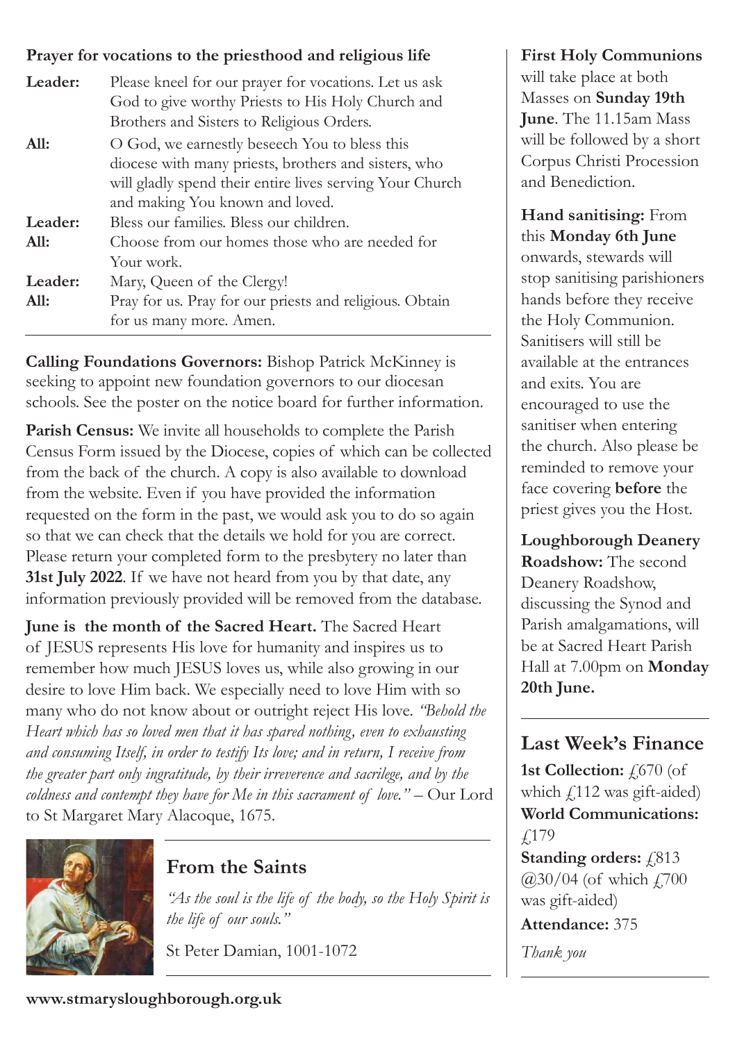**Prayer for vocations to the priesthood and religious life**

| | |
|---|---|
| **Leader:** | Please kneel for our prayer for vocations. Let us ask God to give worthy Priests to His Holy Church and Brothers and Sisters to Religious Orders. |
| **All:** | O God, we earnestly beseech You to bless this diocese with many priests, brothers and sisters, who will gladly spend their entire lives serving Your Church and making You known and loved. |
| **Leader:** | Bless our families. Bless our children. |
| **All:** | Choose from our homes those who are needed for Your work. |
| **Leader:** | Mary, Queen of the Clergy! |
| **All:** | Pray for us. Pray for our priests and religious. Obtain for us many more. Amen. |

**Calling Foundations Governors:** Bishop Patrick McKinney is seeking to appoint new foundation governors to our diocesan schools. See the poster on the notice board for further information.

**Parish Census:** We invite all households to complete the Parish Census Form issued by the Diocese, copies of which can be collected from the back of the church. A copy is also available to download from the website. Even if you have provided the information requested on the form in the past, we would ask you to do so again so that we can check that the details we hold for you are correct. Please return your completed form to the presbytery no later than **31st July 2022**. If we have not heard from you by that date, any information previously provided will be removed from the database.

**June is the month of the Sacred Heart.** The Sacred Heart of JESUS represents His love for humanity and inspires us to remember how much JESUS loves us, while also growing in our desire to love Him back. We especially need to love Him with so many who do not know about or outright reject His love. *"Behold the Heart which has so loved men that it has spared nothing, even to exhausting and consuming Itself, in order to testify Its love; and in return, I receive from the greater part only ingratitude, by their irreverence and sacrilege, and by the coldness and contempt they have for Me in this sacrament of love."* – Our Lord to St Margaret Mary Alacoque, 1675.

## From the Saints

*"As the soul is the life of the body, so the Holy Spirit is the life of our souls."*

St Peter Damian, 1001-1072

**First Holy Communions** will take place at both Masses on **Sunday 19th June**. The 11.15am Mass will be followed by a short Corpus Christi Procession and Benediction.

**Hand sanitising:** From this **Monday 6th June** onwards, stewards will stop sanitising parishioners hands before they receive the Holy Communion. Sanitisers will still be available at the entrances and exits. You are encouraged to use the sanitiser when entering the church. Also please be reminded to remove your face covering **before** the priest gives you the Host.

**Loughborough Deanery Roadshow:** The second Deanery Roadshow, discussing the Synod and Parish amalgamations, will be at Sacred Heart Parish Hall at 7.00pm on **Monday 20th June.**

## Last Week's Finance

**1st Collection:** £670 (of which £112 was gift-aided)
**World Communications:** £179
**Standing orders:** £813 @30/04 (of which £700 was gift-aided)
**Attendance:** 375

*Thank you*

**www.stmarysloughborough.org.uk**